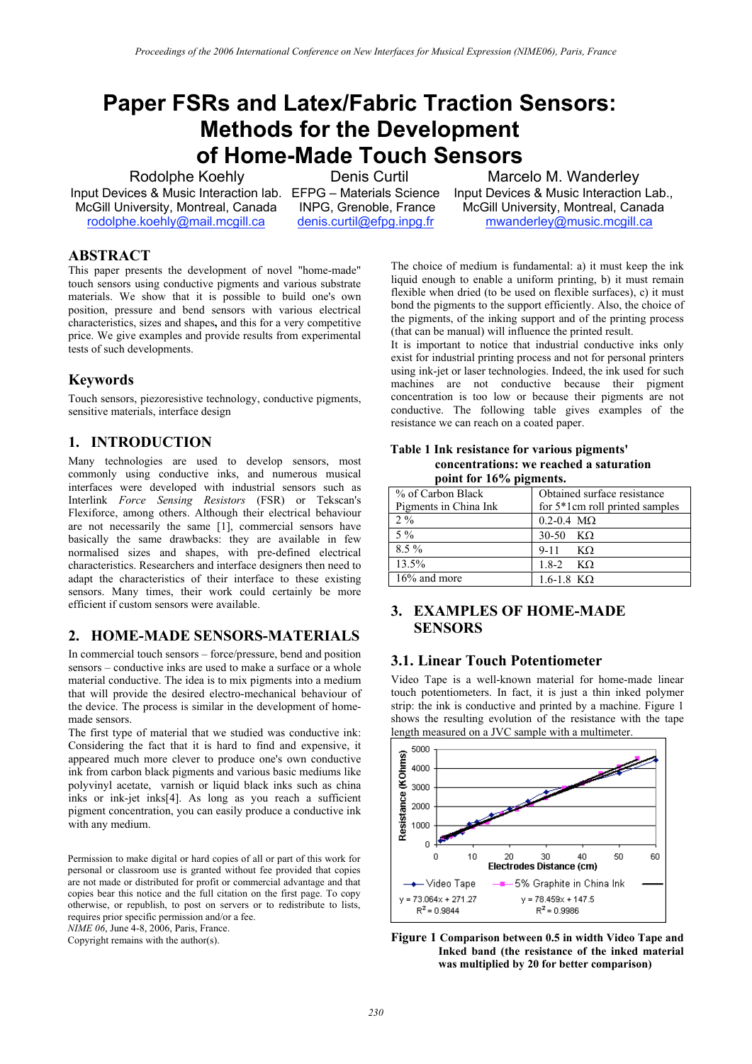# Paper FSRs and Latex/Fabric Traction Sensors: Methods for the Development of Home-Made Touch Sensors

Rodolphe Koehly
Input Devices & Music Interaction lab.
McGill University, Montreal, Canada
rodolphe.koehly@mail.mcgill.ca

Denis Curtil
EFPG – Materials Science
INPG, Grenoble, France
denis.curtil@efpg.inpg.fr

Marcelo M. Wanderley
Input Devices & Music Interaction Lab.,
McGill University, Montreal, Canada
mwanderley@music.mcgill.ca

## ABSTRACT

This paper presents the development of novel "home-made" touch sensors using conductive pigments and various substrate materials. We show that it is possible to build one's own position, pressure and bend sensors with various electrical characteristics, sizes and shapes, and this for a very competitive price. We give examples and provide results from experimental tests of such developments.

## Keywords

Touch sensors, piezoresistive technology, conductive pigments, sensitive materials, interface design

## 1. INTRODUCTION

Many technologies are used to develop sensors, most commonly using conductive inks, and numerous musical interfaces were developed with industrial sensors such as Interlink *Force Sensing Resistors* (FSR) or Tekscan's Flexiforce, among others. Although their electrical behaviour are not necessarily the same [1], commercial sensors have basically the same drawbacks: they are available in few normalised sizes and shapes, with pre-defined electrical characteristics. Researchers and interface designers then need to adapt the characteristics of their interface to these existing sensors. Many times, their work could certainly be more efficient if custom sensors were available.

## 2. HOME-MADE SENSORS-MATERIALS

In commercial touch sensors – force/pressure, bend and position sensors – conductive inks are used to make a surface or a whole material conductive. The idea is to mix pigments into a medium that will provide the desired electro-mechanical behaviour of the device. The process is similar in the development of home-made sensors.

The first type of material that we studied was conductive ink: Considering the fact that it is hard to find and expensive, it appeared much more clever to produce one's own conductive ink from carbon black pigments and various basic mediums like polyvinyl acetate, varnish or liquid black inks such as china inks or ink-jet inks[4]. As long as you reach a sufficient pigment concentration, you can easily produce a conductive ink with any medium.

Permission to make digital or hard copies of all or part of this work for personal or classroom use is granted without fee provided that copies are not made or distributed for profit or commercial advantage and that copies bear this notice and the full citation on the first page. To copy otherwise, or republish, to post on servers or to redistribute to lists, requires prior specific permission and/or a fee.
*NIME 06*, June 4-8, 2006, Paris, France.
Copyright remains with the author(s).

The choice of medium is fundamental: a) it must keep the ink liquid enough to enable a uniform printing, b) it must remain flexible when dried (to be used on flexible surfaces), c) it must bond the pigments to the support efficiently. Also, the choice of the pigments, of the inking support and of the printing process (that can be manual) will influence the printed result.

It is important to notice that industrial conductive inks only exist for industrial printing process and not for personal printers using ink-jet or laser technologies. Indeed, the ink used for such machines are not conductive because their pigment concentration is too low or because their pigments are not conductive. The following table gives examples of the resistance we can reach on a coated paper.

**Table 1 Ink resistance for various pigments' concentrations: we reached a saturation point for 16% pigments.**

| % of Carbon Black Pigments in China Ink | Obtained surface resistance for 5*1cm roll printed samples |
|---|---|
| 2 % | 0.2-0.4 MΩ |
| 5 % | 30-50 KΩ |
| 8.5 % | 9-11 KΩ |
| 13.5% | 1.8-2 KΩ |
| 16% and more | 1.6-1.8 KΩ |

## 3. EXAMPLES OF HOME-MADE SENSORS

### 3.1. Linear Touch Potentiometer

Video Tape is a well-known material for home-made linear touch potentiometers. In fact, it is just a thin inked polymer strip: the ink is conductive and printed by a machine. Figure 1 shows the resulting evolution of the resistance with the tape length measured on a JVC sample with a multimeter.

**Figure 1 Comparison between 0.5 in width Video Tape and Inked band (the resistance of the inked material was multiplied by 20 for better comparison)**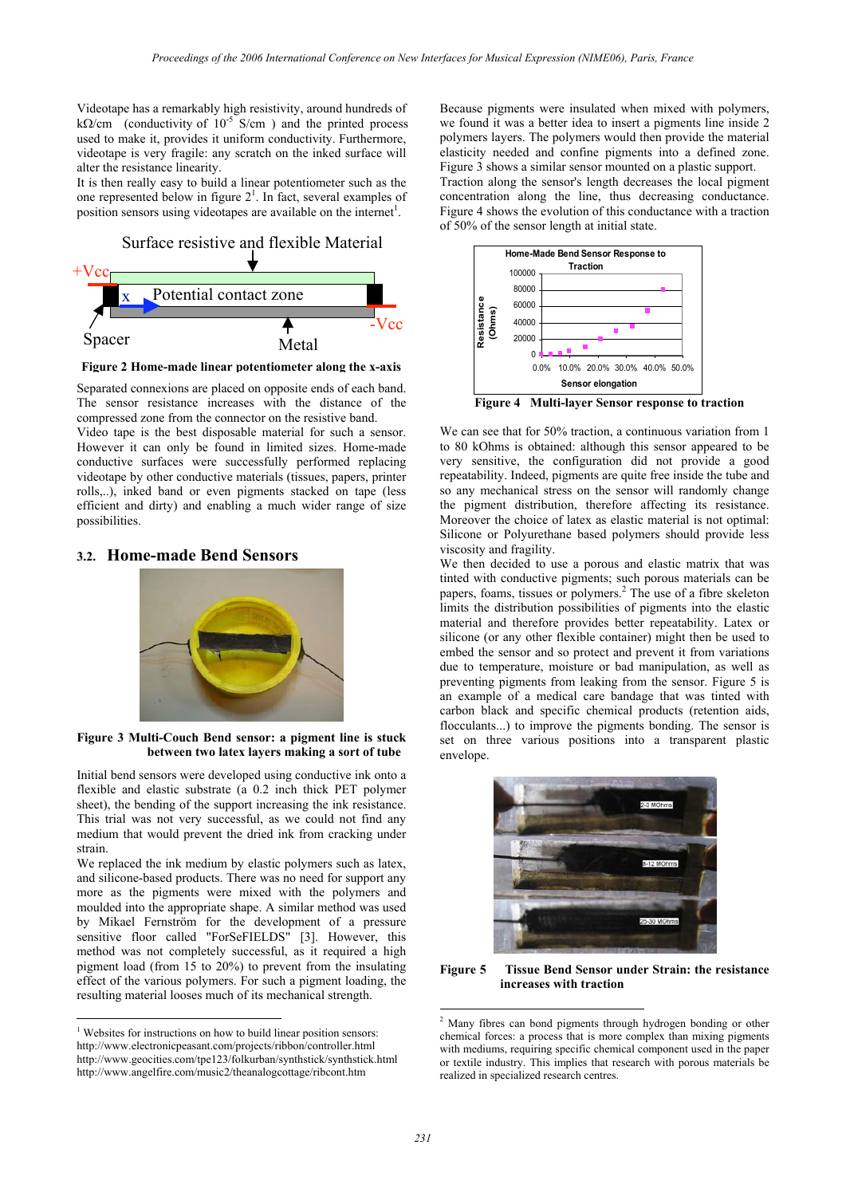Videotape has a remarkably high resistivity, around hundreds of kΩ/cm (conductivity of $10^{-5}$ S/cm ) and the printed process used to make it, provides it uniform conductivity. Furthermore, videotape is very fragile: any scratch on the inked surface will alter the resistance linearity.

It is then really easy to build a linear potentiometer such as the one represented below in figure 2[1]. In fact, several examples of position sensors using videotapes are available on the internet[1].

**Figure 2 Home-made linear potentiometer along the x-axis**

Separated connexions are placed on opposite ends of each band. The sensor resistance increases with the distance of the compressed zone from the connector on the resistive band.

Video tape is the best disposable material for such a sensor. However it can only be found in limited sizes. Home-made conductive surfaces were successfully performed replacing videotape by other conductive materials (tissues, papers, printer rolls,..), inked band or even pigments stacked on tape (less efficient and dirty) and enabling a much wider range of size possibilities.

## 3.2. Home-made Bend Sensors

**Figure 3 Multi-Couch Bend sensor: a pigment line is stuck between two latex layers making a sort of tube**

Initial bend sensors were developed using conductive ink onto a flexible and elastic substrate (a 0.2 inch thick PET polymer sheet), the bending of the support increasing the ink resistance. This trial was not very successful, as we could not find any medium that would prevent the dried ink from cracking under strain.

We replaced the ink medium by elastic polymers such as latex, and silicone-based products. There was no need for support any more as the pigments were mixed with the polymers and moulded into the appropriate shape. A similar method was used by Mikael Fernström for the development of a pressure sensitive floor called "ForSeFIELDS" [3]. However, this method was not completely successful, as it required a high pigment load (from 15 to 20%) to prevent from the insulating effect of the various polymers. For such a pigment loading, the resulting material looses much of its mechanical strength.

Because pigments were insulated when mixed with polymers, we found it was a better idea to insert a pigments line inside 2 polymers layers. The polymers would then provide the material elasticity needed and confine pigments into a defined zone. Figure 3 shows a similar sensor mounted on a plastic support.

Traction along the sensor's length decreases the local pigment concentration along the line, thus decreasing conductance. Figure 4 shows the evolution of this conductance with a traction of 50% of the sensor length at initial state.

**Figure 4 Multi-layer Sensor response to traction**

We can see that for 50% traction, a continuous variation from 1 to 80 kOhms is obtained: although this sensor appeared to be very sensitive, the configuration did not provide a good repeatability. Indeed, pigments are quite free inside the tube and so any mechanical stress on the sensor will randomly change the pigment distribution, therefore affecting its resistance. Moreover the choice of latex as elastic material is not optimal: Silicone or Polyurethane based polymers should provide less viscosity and fragility.

We then decided to use a porous and elastic matrix that was tinted with conductive pigments; such porous materials can be papers, foams, tissues or polymers.[2] The use of a fibre skeleton limits the distribution possibilities of pigments into the elastic material and therefore provides better repeatability. Latex or silicone (or any other flexible container) might then be used to embed the sensor and so protect and prevent it from variations due to temperature, moisture or bad manipulation, as well as preventing pigments from leaking from the sensor. Figure 5 is an example of a medical care bandage that was tinted with carbon black and specific chemical products (retention aids, flocculants...) to improve the pigments bonding. The sensor is set on three various positions into a transparent plastic envelope.

**Figure 5 Tissue Bend Sensor under Strain: the resistance increases with traction**

---

[1] Websites for instructions on how to build linear position sensors:
http://www.electronicpeasant.com/projects/ribbon/controller.html
http://www.geocities.com/tpe123/folkurban/synthstick/synthstick.html
http://www.angelfire.com/music2/theanalogcottage/ribcont.htm

[2] Many fibres can bond pigments through hydrogen bonding or other chemical forces: a process that is more complex than mixing pigments with mediums, requiring specific chemical component used in the paper or textile industry. This implies that research with porous materials be realized in specialized research centres.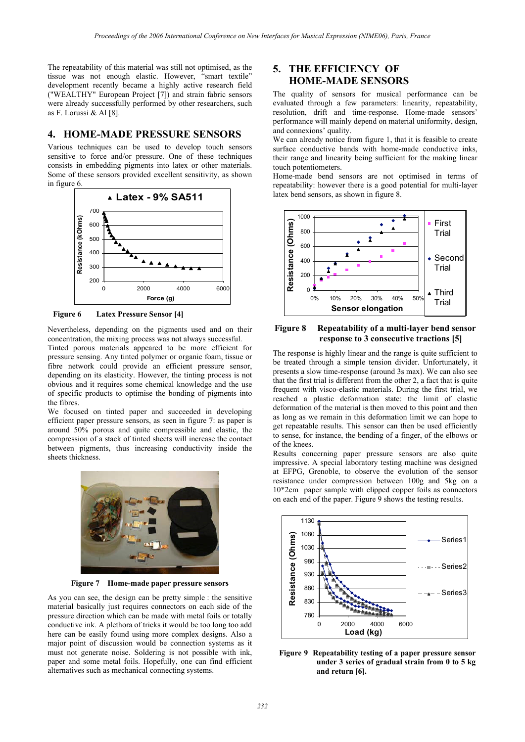The repeatability of this material was still not optimised, as the tissue was not enough elastic. However, "smart textile" development recently became a highly active research field ("WEALTHY" European Project [7]) and strain fabric sensors were already successfully performed by other researchers, such as F. Lorussi & Al [8].

## 4. HOME-MADE PRESSURE SENSORS

Various techniques can be used to develop touch sensors sensitive to force and/or pressure. One of these techniques consists in embedding pigments into latex or other materials. Some of these sensors provided excellent sensitivity, as shown in figure 6.

**Figure 6** Latex Pressure Sensor [4]

Nevertheless, depending on the pigments used and on their concentration, the mixing process was not always successful.

Tinted porous materials appeared to be more efficient for pressure sensing. Any tinted polymer or organic foam, tissue or fibre network could provide an efficient pressure sensor, depending on its elasticity. However, the tinting process is not obvious and it requires some chemical knowledge and the use of specific products to optimise the bonding of pigments into the fibres.

We focused on tinted paper and succeeded in developing efficient paper pressure sensors, as seen in figure 7: as paper is around 50% porous and quite compressible and elastic, the compression of a stack of tinted sheets will increase the contact between pigments, thus increasing conductivity inside the sheets thickness.

**Figure 7** Home-made paper pressure sensors

As you can see, the design can be pretty simple : the sensitive material basically just requires connectors on each side of the pressure direction which can be made with metal foils or totally conductive ink. A plethora of tricks it would be too long too add here can be easily found using more complex designs. Also a major point of discussion would be connection systems as it must not generate noise. Soldering is not possible with ink, paper and some metal foils. Hopefully, one can find efficient alternatives such as mechanical connecting systems.

## 5. THE EFFICIENCY OF HOME-MADE SENSORS

The quality of sensors for musical performance can be evaluated through a few parameters: linearity, repeatability, resolution, drift and time-response. Home-made sensors' performance will mainly depend on material uniformity, design, and connexions' quality.

We can already notice from figure 1, that it is feasible to create surface conductive bands with home-made conductive inks, their range and linearity being sufficient for the making linear touch potentiometers.

Home-made bend sensors are not optimised in terms of repeatability: however there is a good potential for multi-layer latex bend sensors, as shown in figure 8.

**Figure 8** Repeatability of a multi-layer bend sensor response to 3 consecutive tractions [5]

The response is highly linear and the range is quite sufficient to be treated through a simple tension divider. Unfortunately, it presents a slow time-response (around 3s max). We can also see that the first trial is different from the other 2, a fact that is quite frequent with visco-elastic materials. During the first trial, we reached a plastic deformation state: the limit of elastic deformation of the material is then moved to this point and then as long as we remain in this deformation limit we can hope to get repeatable results. This sensor can then be used efficiently to sense, for instance, the bending of a finger, of the elbows or of the knees.

Results concerning paper pressure sensors are also quite impressive. A special laboratory testing machine was designed at EFPG, Grenoble, to observe the evolution of the sensor resistance under compression between 100g and 5kg on a 10*2cm paper sample with clipped copper foils as connectors on each end of the paper. Figure 9 shows the testing results.

**Figure 9** Repeatability testing of a paper pressure sensor under 3 series of gradual strain from 0 to 5 kg and return [6].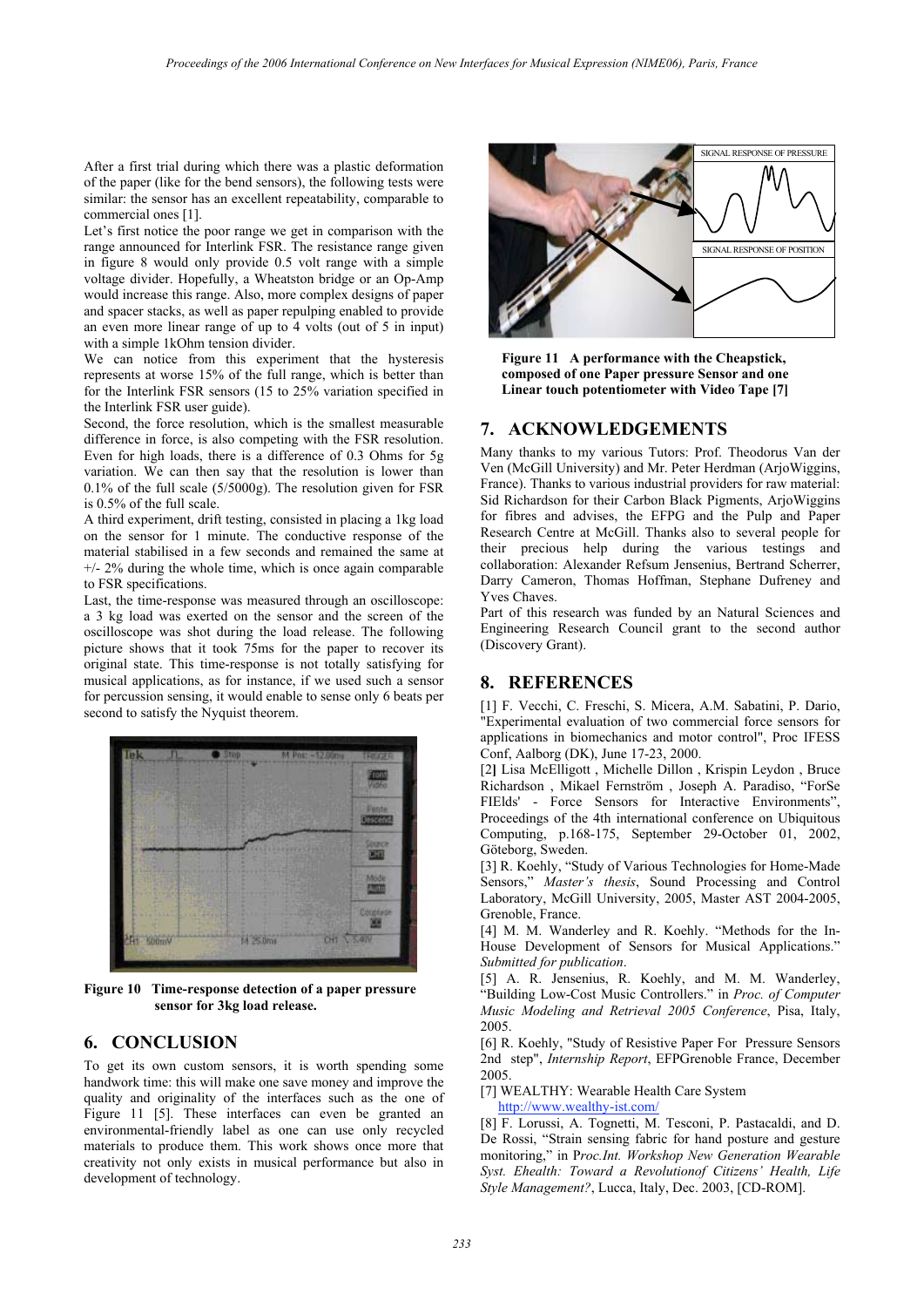After a first trial during which there was a plastic deformation of the paper (like for the bend sensors), the following tests were similar: the sensor has an excellent repeatability, comparable to commercial ones [1].

Let's first notice the poor range we get in comparison with the range announced for Interlink FSR. The resistance range given in figure 8 would only provide 0.5 volt range with a simple voltage divider. Hopefully, a Wheatston bridge or an Op-Amp would increase this range. Also, more complex designs of paper and spacer stacks, as well as paper repulping enabled to provide an even more linear range of up to 4 volts (out of 5 in input) with a simple 1kOhm tension divider.

We can notice from this experiment that the hysteresis represents at worse 15% of the full range, which is better than for the Interlink FSR sensors (15 to 25% variation specified in the Interlink FSR user guide).

Second, the force resolution, which is the smallest measurable difference in force, is also competing with the FSR resolution. Even for high loads, there is a difference of 0.3 Ohms for 5g variation. We can then say that the resolution is lower than 0.1% of the full scale (5/5000g). The resolution given for FSR is 0.5% of the full scale.

A third experiment, drift testing, consisted in placing a 1kg load on the sensor for 1 minute. The conductive response of the material stabilised in a few seconds and remained the same at +/- 2% during the whole time, which is once again comparable to FSR specifications.

Last, the time-response was measured through an oscilloscope: a 3 kg load was exerted on the sensor and the screen of the oscilloscope was shot during the load release. The following picture shows that it took 75ms for the paper to recover its original state. This time-response is not totally satisfying for musical applications, as for instance, if we used such a sensor for percussion sensing, it would enable to sense only 6 beats per second to satisfy the Nyquist theorem.

**Figure 10 Time-response detection of a paper pressure sensor for 3kg load release.**

## 6. CONCLUSION

To get its own custom sensors, it is worth spending some handwork time: this will make one save money and improve the quality and originality of the interfaces such as the one of Figure 11 [5]. These interfaces can even be granted an environmental-friendly label as one can use only recycled materials to produce them. This work shows once more that creativity not only exists in musical performance but also in development of technology.

SIGNAL RESPONSE OF PRESSURE

SIGNAL RESPONSE OF POSITION

**Figure 11 A performance with the Cheapstick, composed of one Paper pressure Sensor and one Linear touch potentiometer with Video Tape [7]**

## 7. ACKNOWLEDGEMENTS

Many thanks to my various Tutors: Prof. Theodorus Van der Ven (McGill University) and Mr. Peter Herdman (ArjoWiggins, France). Thanks to various industrial providers for raw material: Sid Richardson for their Carbon Black Pigments, ArjoWiggins for fibres and advises, the EFPG and the Pulp and Paper Research Centre at McGill. Thanks also to several people for their precious help during the various testings and collaboration: Alexander Refsum Jensenius, Bertrand Scherrer, Darry Cameron, Thomas Hoffman, Stephane Dufreney and Yves Chaves.

Part of this research was funded by an Natural Sciences and Engineering Research Council grant to the second author (Discovery Grant).

## 8. REFERENCES

[1] F. Vecchi, C. Freschi, S. Micera, A.M. Sabatini, P. Dario, "Experimental evaluation of two commercial force sensors for applications in biomechanics and motor control", Proc IFESS Conf, Aalborg (DK), June 17-23, 2000.

[2] Lisa McElligott , Michelle Dillon , Krispin Leydon , Bruce Richardson , Mikael Fernström , Joseph A. Paradiso, "ForSe FIElds' - Force Sensors for Interactive Environments", Proceedings of the 4th international conference on Ubiquitous Computing, p.168-175, September 29-October 01, 2002, Göteborg, Sweden.

[3] R. Koehly, "Study of Various Technologies for Home-Made Sensors," *Master's thesis*, Sound Processing and Control Laboratory, McGill University, 2005, Master AST 2004-2005, Grenoble, France.

[4] M. M. Wanderley and R. Koehly. "Methods for the In-House Development of Sensors for Musical Applications." *Submitted for publication*.

[5] A. R. Jensenius, R. Koehly, and M. M. Wanderley, "Building Low-Cost Music Controllers." in *Proc. of Computer Music Modeling and Retrieval 2005 Conference*, Pisa, Italy, 2005.

[6] R. Koehly, "Study of Resistive Paper For Pressure Sensors 2nd step", *Internship Report*, EFPGrenoble France, December 2005.

[7] WEALTHY: Wearable Health Care System http://www.wealthy-ist.com/

[8] F. Lorussi, A. Tognetti, M. Tesconi, P. Pastacaldi, and D. De Rossi, "Strain sensing fabric for hand posture and gesture monitoring," in P*roc.Int. Workshop New Generation Wearable Syst. Ehealth: Toward a Revolutionof Citizens' Health, Life Style Management?*, Lucca, Italy, Dec. 2003, [CD-ROM].